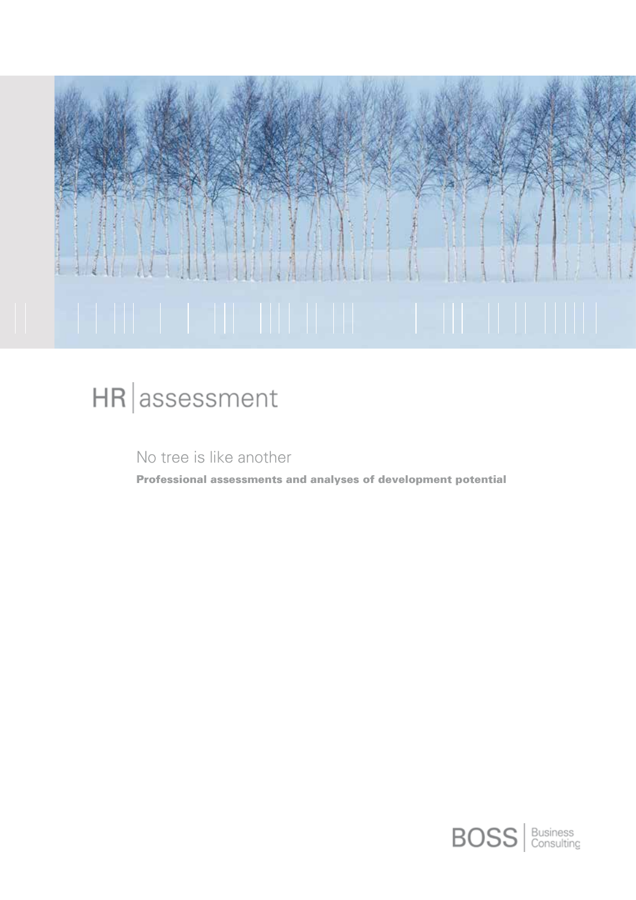# HR | assessment

## No tree is like another

**Professional assessments and analyses of development potential**

BOSS | Business Consulting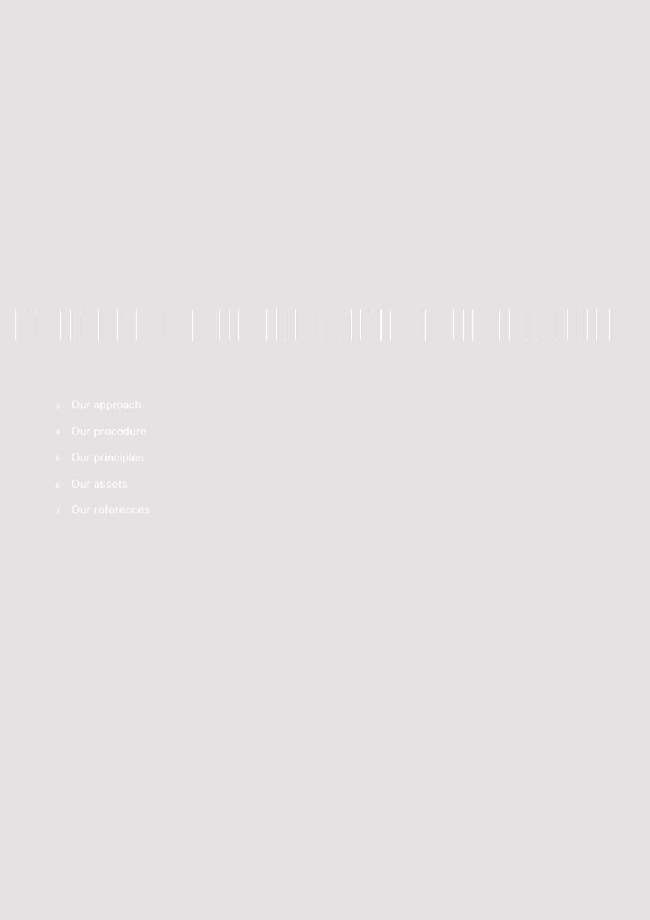- 3 Our approach
- 4 Our procedure
- 5 Our principles
- 6 Our assets
- 7 Our references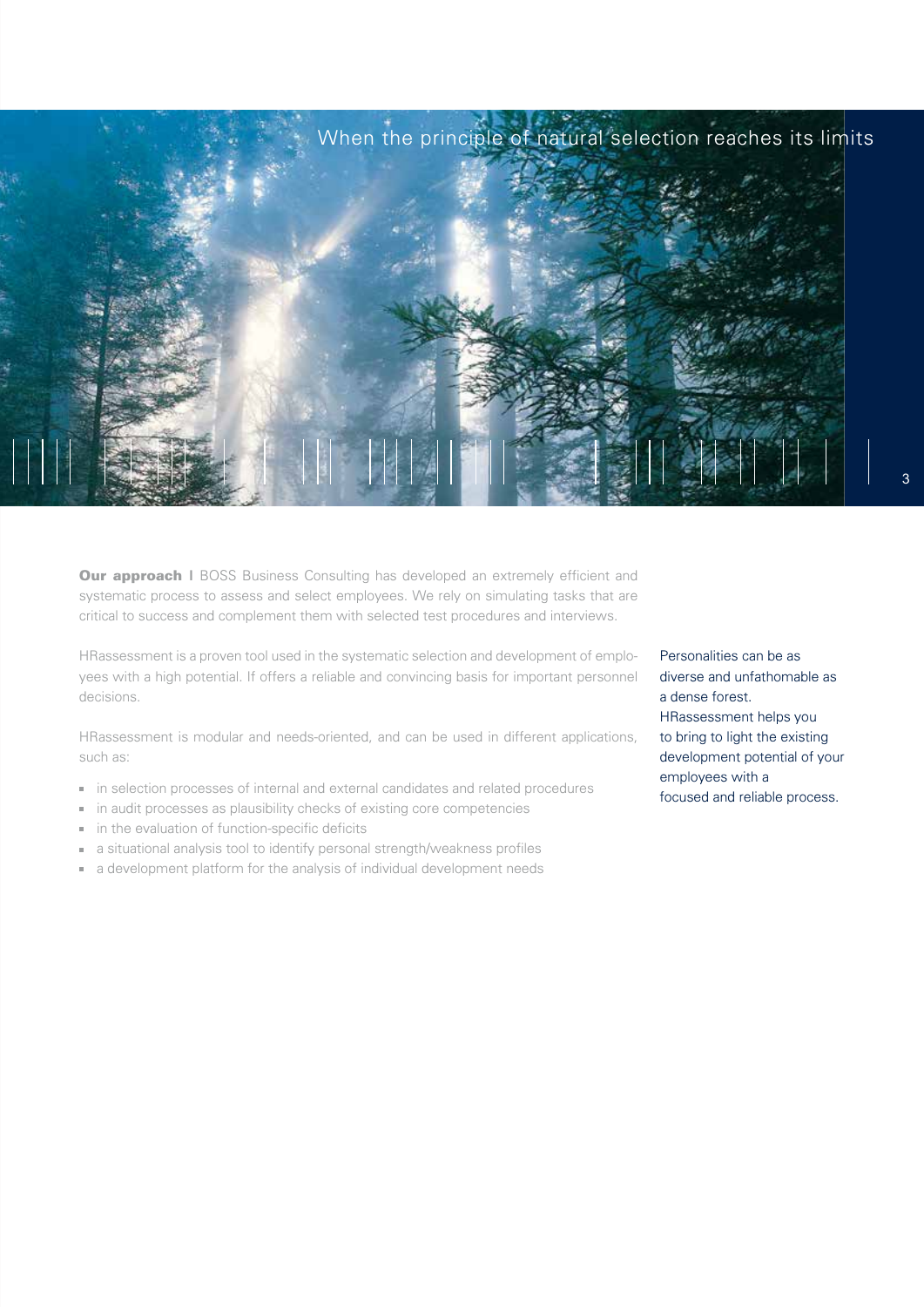## When the principle of natural selection reaches its limits

**Our approach** I BOSS Business Consulting has developed an extremely efficient and systematic process to assess and select employees. We rely on simulating tasks that are critical to success and complement them with selected test procedures and interviews.

HRassessment is a proven tool used in the systematic selection and development of employees with a high potential. If offers a reliable and convincing basis for important personnel decisions.

HRassessment is modular and needs-oriented, and can be used in different applications, such as:

- in selection processes of internal and external candidates and related procedures
- in audit processes as plausibility checks of existing core competencies
- in the evaluation of function-specific deficits
- a situational analysis tool to identify personal strength/weakness profiles
- a development platform for the analysis of individual development needs

Personalities can be as diverse and unfathomable as a dense forest. HRassessment helps you to bring to light the existing development potential of your employees with a focused and reliable process.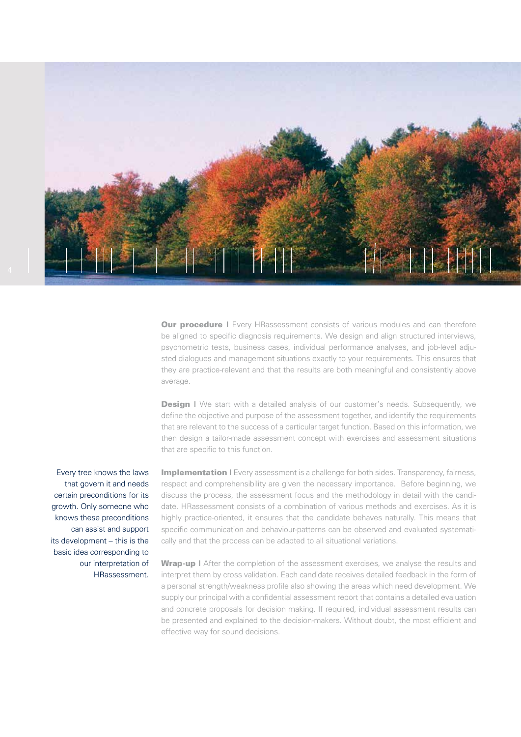Every tree knows the laws that govern it and needs certain preconditions for its growth. Only someone who knows these preconditions can assist and support its development – this is the basic idea corresponding to our interpretation of HRassessment.

**Our procedure I** Every HRassessment consists of various modules and can therefore be aligned to specific diagnosis requirements. We design and align structured interviews, psychometric tests, business cases, individual performance analyses, and job-level adjusted dialogues and management situations exactly to your requirements. This ensures that they are practice-relevant and that the results are both meaningful and consistently above average.

**Design I** We start with a detailed analysis of our customer's needs. Subsequently, we define the objective and purpose of the assessment together, and identify the requirements that are relevant to the success of a particular target function. Based on this information, we then design a tailor-made assessment concept with exercises and assessment situations that are specific to this function.

**Implementation I** Every assessment is a challenge for both sides. Transparency, fairness, respect and comprehensibility are given the necessary importance. Before beginning, we discuss the process, the assessment focus and the methodology in detail with the candidate. HRassessment consists of a combination of various methods and exercises. As it is highly practice-oriented, it ensures that the candidate behaves naturally. This means that specific communication and behaviour-patterns can be observed and evaluated systematically and that the process can be adapted to all situational variations.

**Wrap-up I** After the completion of the assessment exercises, we analyse the results and interpret them by cross validation. Each candidate receives detailed feedback in the form of a personal strength/weakness profile also showing the areas which need development. We supply our principal with a confidential assessment report that contains a detailed evaluation and concrete proposals for decision making. If required, individual assessment results can be presented and explained to the decision-makers. Without doubt, the most efficient and effective way for sound decisions.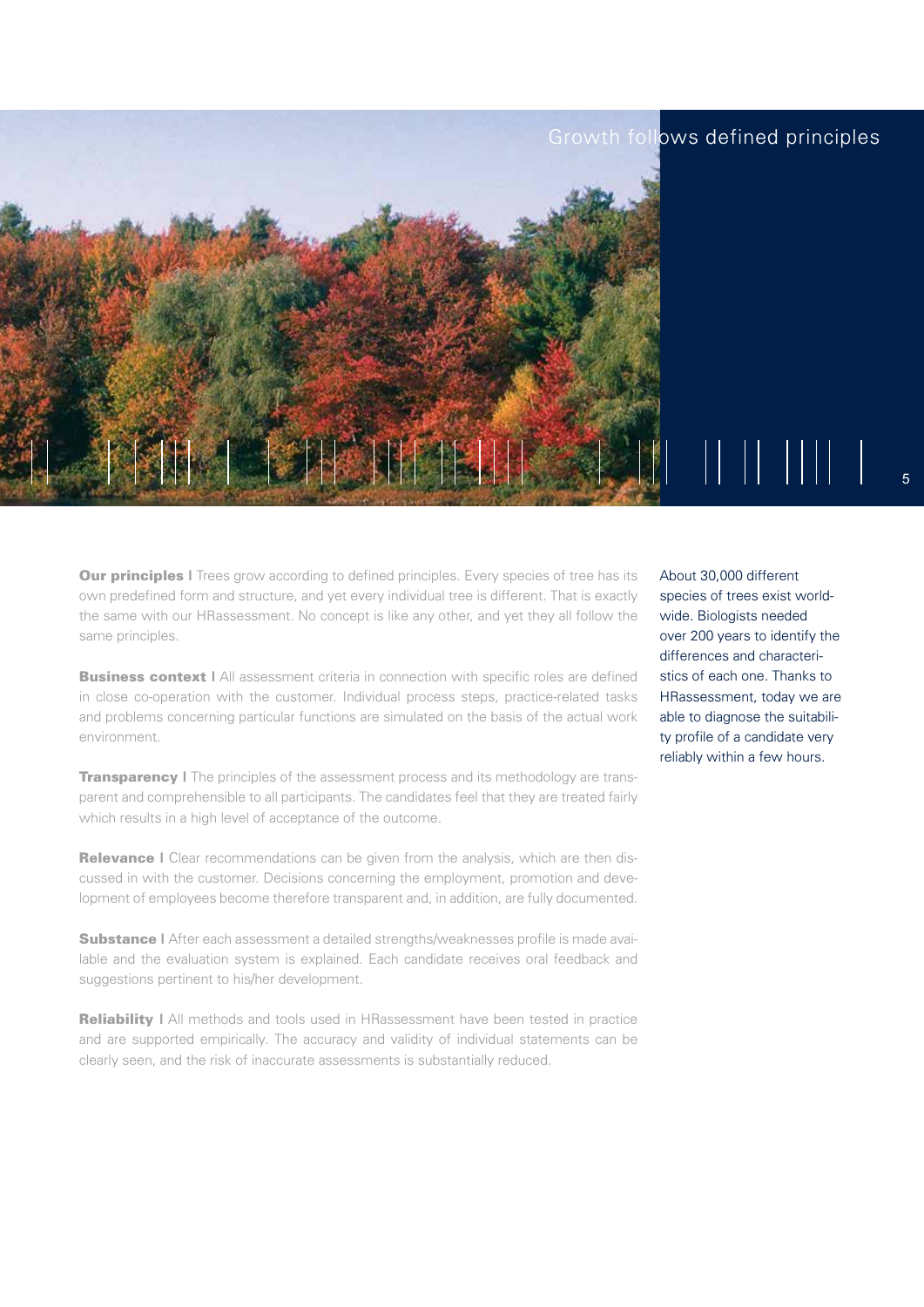# Growth follows defined principles

**Our principles |** Trees grow according to defined principles. Every species of tree has its own predefined form and structure, and yet every individual tree is different. That is exactly the same with our HRassessment. No concept is like any other, and yet they all follow the same principles.

**Business context |** All assessment criteria in connection with specific roles are defined in close co-operation with the customer. Individual process steps, practice-related tasks and problems concerning particular functions are simulated on the basis of the actual work environment.

**Transparency |** The principles of the assessment process and its methodology are transparent and comprehensible to all participants. The candidates feel that they are treated fairly which results in a high level of acceptance of the outcome.

**Relevance |** Clear recommendations can be given from the analysis, which are then discussed in with the customer. Decisions concerning the employment, promotion and development of employees become therefore transparent and, in addition, are fully documented.

**Substance |** After each assessment a detailed strengths/weaknesses profile is made available and the evaluation system is explained. Each candidate receives oral feedback and suggestions pertinent to his/her development.

**Reliability |** All methods and tools used in HRassessment have been tested in practice and are supported empirically. The accuracy and validity of individual statements can be clearly seen, and the risk of inaccurate assessments is substantially reduced.

About 30,000 different species of trees exist worldwide. Biologists needed over 200 years to identify the differences and characteristics of each one. Thanks to HRassessment, today we are able to diagnose the suitability profile of a candidate very reliably within a few hours.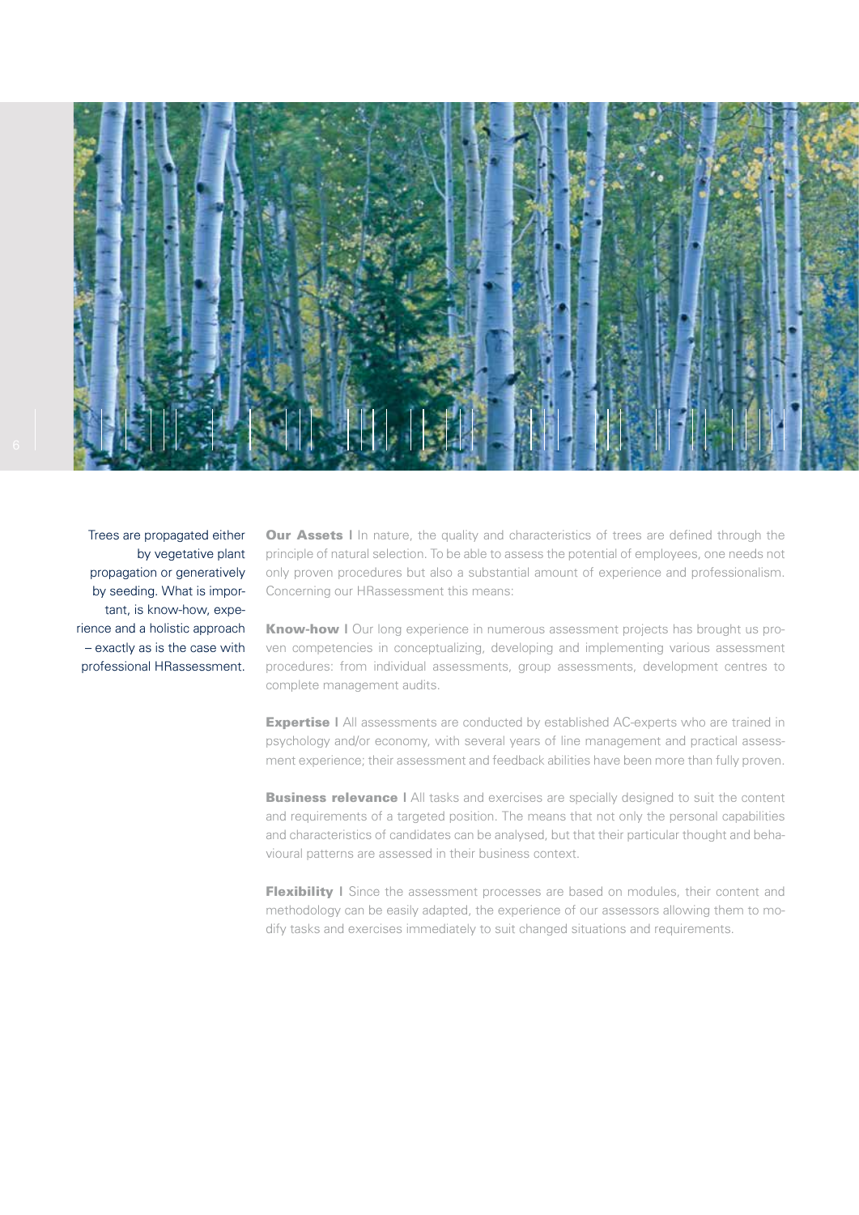Trees are propagated either by vegetative plant propagation or generatively by seeding. What is important, is know-how, experience and a holistic approach – exactly as is the case with professional HRassessment.

**Our Assets** I In nature, the quality and characteristics of trees are defined through the principle of natural selection. To be able to assess the potential of employees, one needs not only proven procedures but also a substantial amount of experience and professionalism. Concerning our HRassessment this means:

**Know-how** I Our long experience in numerous assessment projects has brought us proven competencies in conceptualizing, developing and implementing various assessment procedures: from individual assessments, group assessments, development centres to complete management audits.

**Expertise** I All assessments are conducted by established AC-experts who are trained in psychology and/or economy, with several years of line management and practical assessment experience; their assessment and feedback abilities have been more than fully proven.

**Business relevance** I All tasks and exercises are specially designed to suit the content and requirements of a targeted position. The means that not only the personal capabilities and characteristics of candidates can be analysed, but that their particular thought and behavioural patterns are assessed in their business context.

**Flexibility** I Since the assessment processes are based on modules, their content and methodology can be easily adapted, the experience of our assessors allowing them to modify tasks and exercises immediately to suit changed situations and requirements.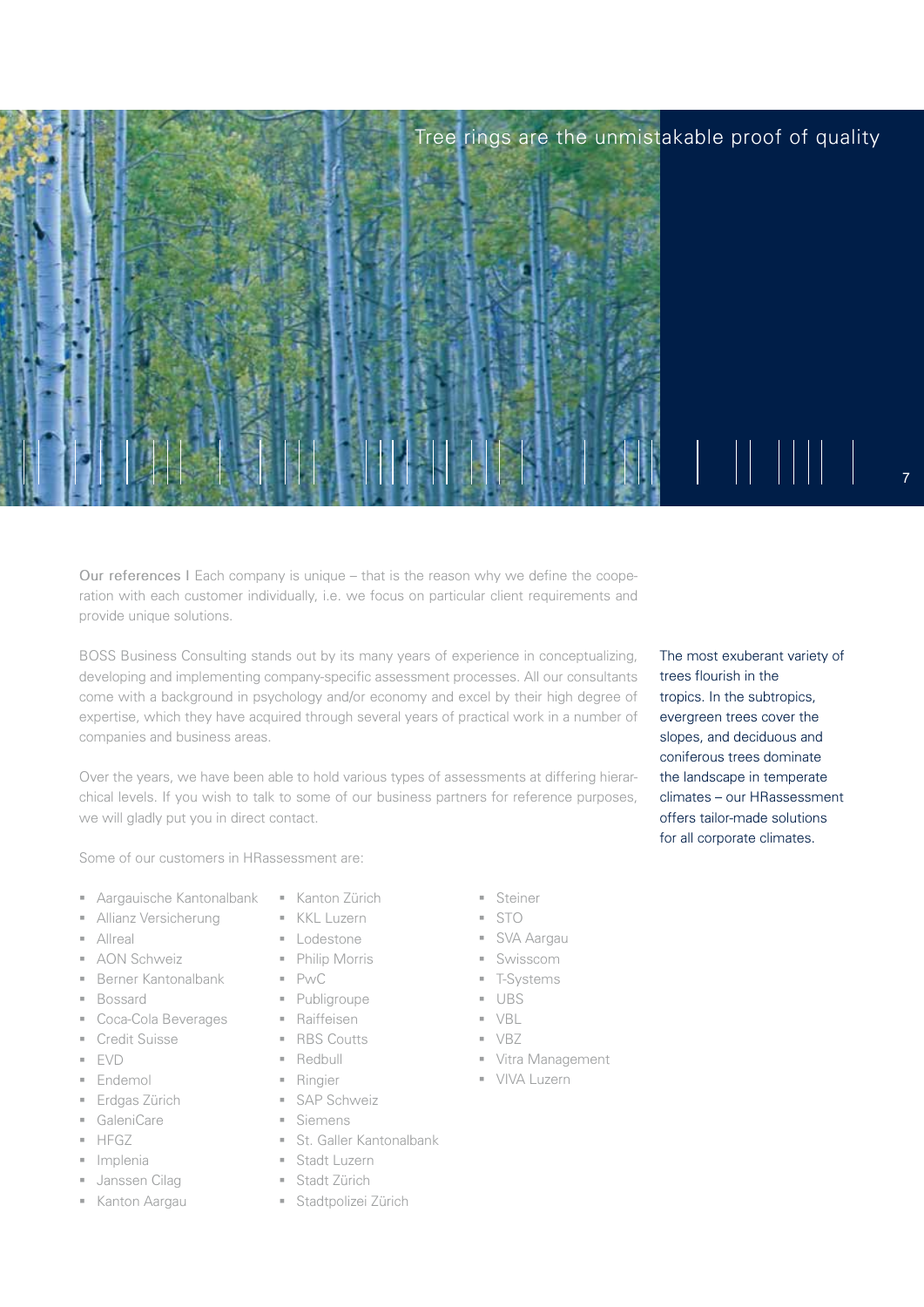## Tree rings are the unmistakable proof of quality

**Our references I** Each company is unique – that is the reason why we define the cooperation with each customer individually, i.e. we focus on particular client requirements and provide unique solutions.

BOSS Business Consulting stands out by its many years of experience in conceptualizing, developing and implementing company-specific assessment processes. All our consultants come with a background in psychology and/or economy and excel by their high degree of expertise, which they have acquired through several years of practical work in a number of companies and business areas.

Over the years, we have been able to hold various types of assessments at differing hierarchical levels. If you wish to talk to some of our business partners for reference purposes, we will gladly put you in direct contact.

Some of our customers in HRassessment are:

- Aargauische Kantonalbank
- Allianz Versicherung
- Allreal
- AON Schweiz
- Berner Kantonalbank
- Bossard
- Coca-Cola Beverages
- Credit Suisse
- EVD
- Endemol
- Erdgas Zürich
- GaleniCare
- HFGZ
- Implenia
- Janssen Cilag
- Kanton Aargau
- Kanton Zürich
- KKL Luzern
- Lodestone
- Philip Morris
- PwC
- Publigroupe
- Raiffeisen
- RBS Coutts
- Redbull
- Ringier
- SAP Schweiz
- Siemens
- St. Galler Kantonalbank
- Stadt Luzern
- Stadt Zürich
- Stadtpolizei Zürich
- Steiner
- STO
- SVA Aargau
- Swisscom
- T-Systems
- UBS
- VBL
- VBZ
- Vitra Management
- VIVA Luzern

The most exuberant variety of trees flourish in the tropics. In the subtropics, evergreen trees cover the slopes, and deciduous and coniferous trees dominate the landscape in temperate climates – our HRassessment offers tailor-made solutions for all corporate climates.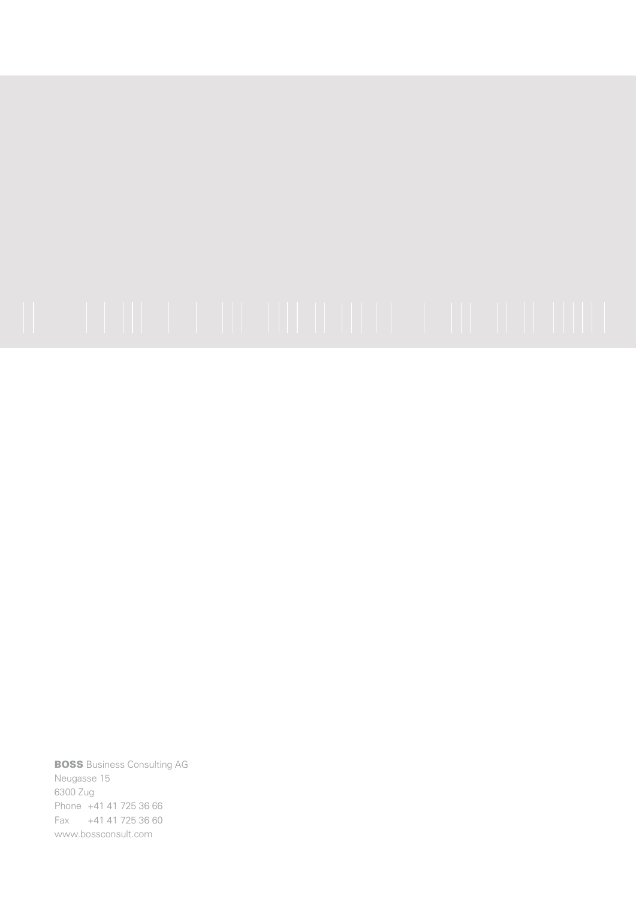**BOSS** Business Consulting AG
Neugasse 15
6300 Zug
Phone +41 41 725 36 66
Fax +41 41 725 36 60
www.bossconsult.com